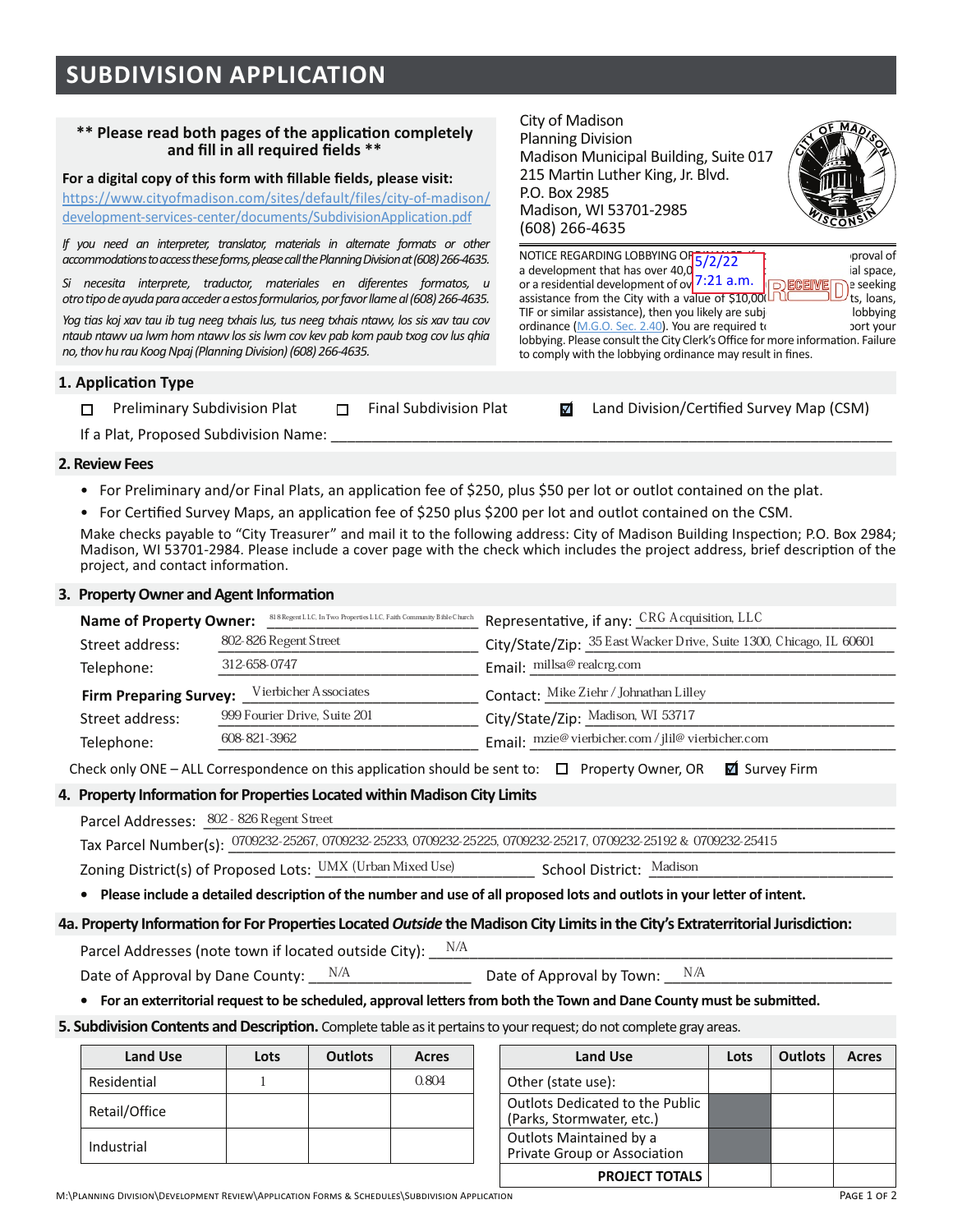# SUBDIVISION APPLICATION

**\*\* Please read both pages of the application completely and fill in all required fields \*\***

**For a digital copy of this form with fillable fields, please visit:**
https://www.cityofmadison.com/sites/default/files/city-of-madison/development-services-center/documents/SubdivisionApplication.pdf

*If you need an interpreter, translator, materials in alternate formats or other accommodations to access these forms, please call the Planning Division at (608) 266-4635.*

*Si necesita interprete, traductor, materiales en diferentes formatos, u otro tipo de ayuda para acceder a estos formularios, por favor llame al (608) 266-4635.*

*Yog tias koj xav tau ib tug neeg txhais lus, tus neeg txhais ntawv, los sis xav tau cov ntaub ntawv ua lwm hom ntawv los sis lwm cov kev pab kom paub txog cov lus qhia no, thov hu rau Koog Npaj (Planning Division) (608) 266-4635.*

City of Madison
Planning Division
Madison Municipal Building, Suite 017
215 Martin Luther King, Jr. Blvd.
P.O. Box 2985
Madison, WI 53701-2985
(608) 266-4635

NOTICE REGARDING LOBBYING OR... approval of a development that has over 40,0... ial space, or a residential development of ov... e seeking assistance from the City with a value of $10,00... ts, loans, TIF or similar assistance), then you likely are subj... lobbying ordinance (M.G.O. Sec. 2.40). You are required t... port your lobbying. Please consult the City Clerk's Office for more information. Failure to comply with the lobbying ordinance may result in fines.

RECEIVED 5/2/22 7:21 a.m.

## 1. Application Type

☐ Preliminary Subdivision Plat ☐ Final Subdivision Plat ☑ Land Division/Certified Survey Map (CSM)

If a Plat, Proposed Subdivision Name: ______

## 2. Review Fees

- For Preliminary and/or Final Plats, an application fee of $250, plus $50 per lot or outlot contained on the plat.
- For Certified Survey Maps, an application fee of $250 plus $200 per lot and outlot contained on the CSM.

Make checks payable to "City Treasurer" and mail it to the following address: City of Madison Building Inspection; P.O. Box 2984; Madison, WI 53701-2984. Please include a cover page with the check which includes the project address, brief description of the project, and contact information.

## 3. Property Owner and Agent Information

**Name of Property Owner:** 818 Regent LLC, In Two Properties LLC, Faith Community Bible Church
Representative, if any: CRG Acquisition, LLC
Street address: 802-826 Regent Street
City/State/Zip: 35 East Wacker Drive, Suite 1300, Chicago, IL 60601
Telephone: 312-658-0747
Email: millsa@realcrg.com

**Firm Preparing Survey:** Vierbicher Associates
Contact: Mike Ziehr / Johnathan Lilley
Street address: 999 Fourier Drive, Suite 201
City/State/Zip: Madison, WI 53717
Telephone: 608-821-3962
Email: mzie@vierbicher.com / jlil@vierbicher.com

Check only ONE – ALL Correspondence on this application should be sent to: ☐ Property Owner, OR ☑ Survey Firm

## 4. Property Information for Properties Located within Madison City Limits

Parcel Addresses: 802 - 826 Regent Street
Tax Parcel Number(s): 0709232-25267, 0709232-25233, 0709232-25225, 0709232-25217, 0709232-25192 & 0709232-25415
Zoning District(s) of Proposed Lots: UMX (Urban Mixed Use) School District: Madison

- **Please include a detailed description of the number and use of all proposed lots and outlots in your letter of intent.**

## 4a. Property Information for For Properties Located *Outside* the Madison City Limits in the City's Extraterritorial Jurisdiction:

Parcel Addresses (note town if located outside City): N/A
Date of Approval by Dane County: N/A Date of Approval by Town: N/A

- **For an exterritorial request to be scheduled, approval letters from both the Town and Dane County must be submitted.**

## 5. Subdivision Contents and Description.

Complete table as it pertains to your request; do not complete gray areas.

| Land Use | Lots | Outlots | Acres |
|---|---|---|---|
| Residential | 1 | | 0.804 |
| Retail/Office | | | |
| Industrial | | | |

| Land Use | Lots | Outlots | Acres |
|---|---|---|---|
| Other (state use): | | | |
| Outlots Dedicated to the Public (Parks, Stormwater, etc.) | | | |
| Outlots Maintained by a Private Group or Association | | | |
| **PROJECT TOTALS** | | | |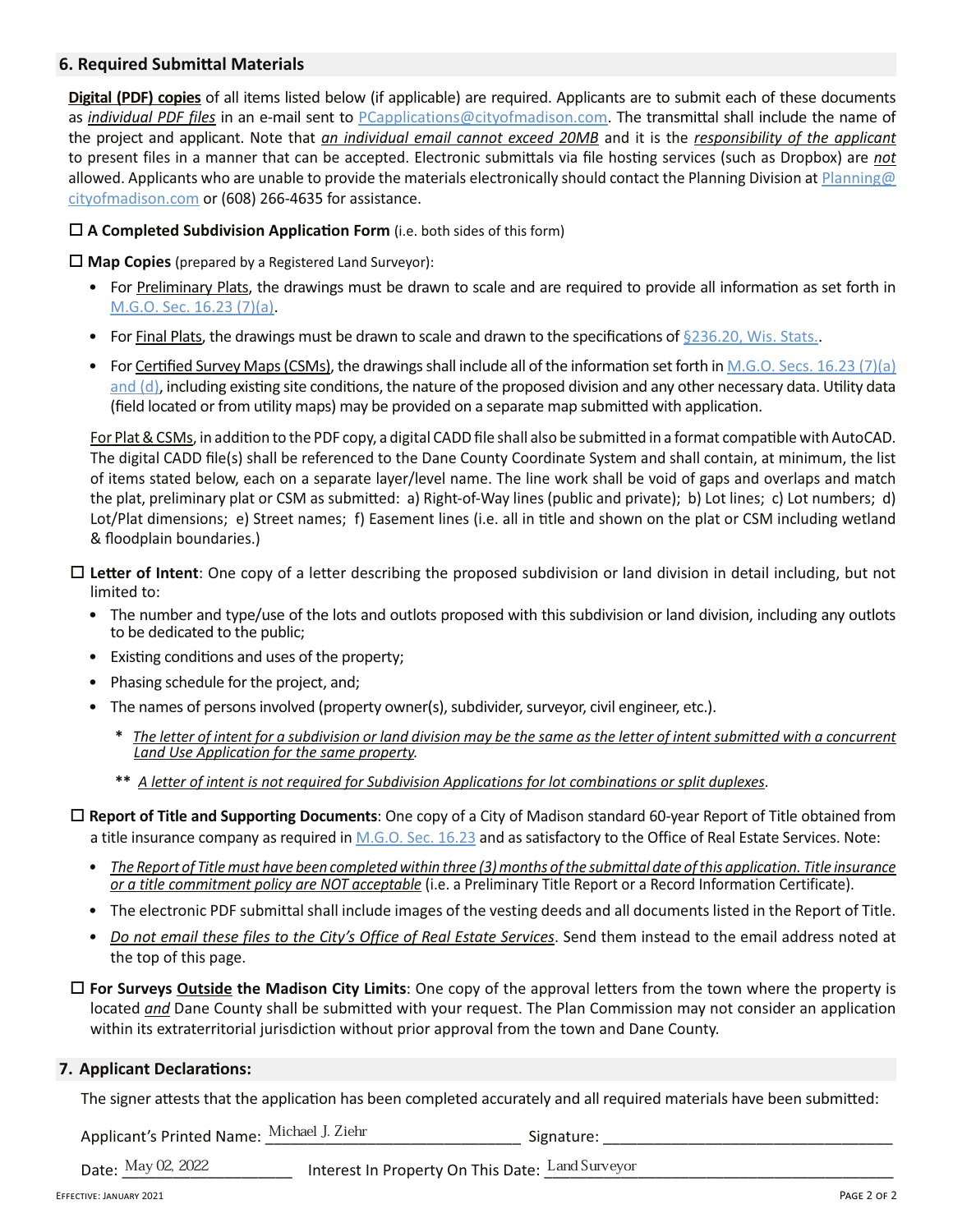## 6. Required Submittal Materials

**Digital (PDF) copies** of all items listed below (if applicable) are required. Applicants are to submit each of these documents as *individual PDF files* in an e-mail sent to PCapplications@cityofmadison.com. The transmittal shall include the name of the project and applicant. Note that *an individual email cannot exceed 20MB* and it is the *responsibility of the applicant* to present files in a manner that can be accepted. Electronic submittals via file hosting services (such as Dropbox) are *not* allowed. Applicants who are unable to provide the materials electronically should contact the Planning Division at Planning@cityofmadison.com or (608) 266-4635 for assistance.

☐ **A Completed Subdivision Application Form** (i.e. both sides of this form)

☐ **Map Copies** (prepared by a Registered Land Surveyor):

- For Preliminary Plats, the drawings must be drawn to scale and are required to provide all information as set forth in M.G.O. Sec. 16.23 (7)(a).
- For Final Plats, the drawings must be drawn to scale and drawn to the specifications of §236.20, Wis. Stats..
- For Certified Survey Maps (CSMs), the drawings shall include all of the information set forth in M.G.O. Secs. 16.23 (7)(a) and (d), including existing site conditions, the nature of the proposed division and any other necessary data. Utility data (field located or from utility maps) may be provided on a separate map submitted with application.

For Plat & CSMs, in addition to the PDF copy, a digital CADD file shall also be submitted in a format compatible with AutoCAD. The digital CADD file(s) shall be referenced to the Dane County Coordinate System and shall contain, at minimum, the list of items stated below, each on a separate layer/level name. The line work shall be void of gaps and overlaps and match the plat, preliminary plat or CSM as submitted: a) Right-of-Way lines (public and private); b) Lot lines; c) Lot numbers; d) Lot/Plat dimensions; e) Street names; f) Easement lines (i.e. all in title and shown on the plat or CSM including wetland & floodplain boundaries.)

☐ **Letter of Intent**: One copy of a letter describing the proposed subdivision or land division in detail including, but not limited to:

- The number and type/use of the lots and outlots proposed with this subdivision or land division, including any outlots to be dedicated to the public;
- Existing conditions and uses of the property;
- Phasing schedule for the project, and;
- The names of persons involved (property owner(s), subdivider, surveyor, civil engineer, etc.).

  \* *The letter of intent for a subdivision or land division may be the same as the letter of intent submitted with a concurrent Land Use Application for the same property.*

  \*\* *A letter of intent is not required for Subdivision Applications for lot combinations or split duplexes.*

☐ **Report of Title and Supporting Documents**: One copy of a City of Madison standard 60-year Report of Title obtained from a title insurance company as required in M.G.O. Sec. 16.23 and as satisfactory to the Office of Real Estate Services. Note:

- *The Report of Title must have been completed within three (3) months of the submittal date of this application. Title insurance or a title commitment policy are NOT acceptable* (i.e. a Preliminary Title Report or a Record Information Certificate).
- The electronic PDF submittal shall include images of the vesting deeds and all documents listed in the Report of Title.
- *Do not email these files to the City's Office of Real Estate Services*. Send them instead to the email address noted at the top of this page.

☐ **For Surveys Outside the Madison City Limits**: One copy of the approval letters from the town where the property is located *and* Dane County shall be submitted with your request. The Plan Commission may not consider an application within its extraterritorial jurisdiction without prior approval from the town and Dane County.

## 7. Applicant Declarations:

The signer attests that the application has been completed accurately and all required materials have been submitted:

Applicant's Printed Name: Michael J. Ziehr Signature: ____________________

Date: May 02, 2022 Interest In Property On This Date: Land Surveyor

Effective: January 2021